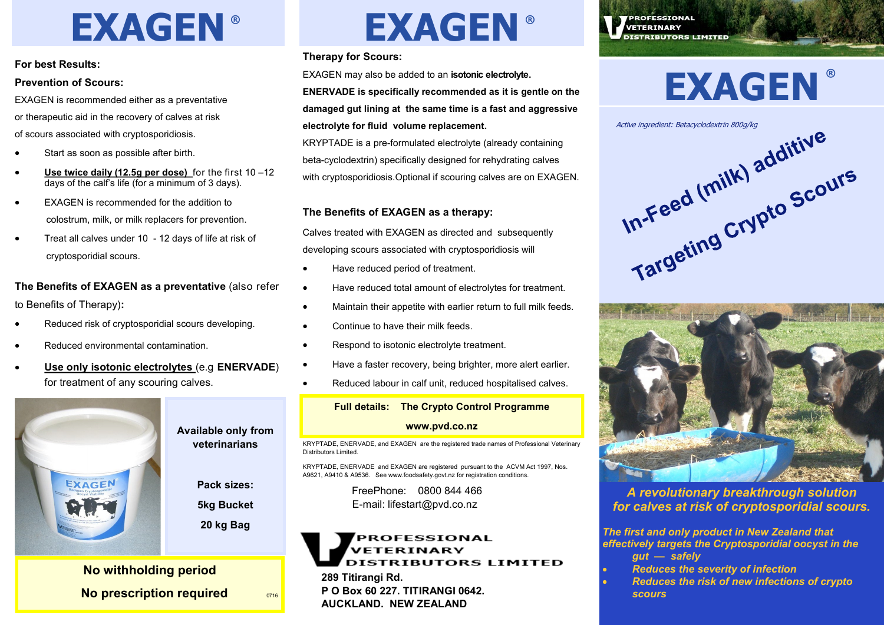# EXAGEN®

### For best Results:

### Prevention of Scours:

EXAGEN is recommended either as a preventative or therapeutic aid in the recovery of calves at risk of scours associated with cryptosporidiosis.

- Start as soon as possible after birth.
- **Use twice daily (12.5g per dose)** for the first 10 –12 days of the calf's life (for a minimum of 3 days).
- EXAGEN is recommended for the addition to colostrum, milk, or milk replacers for prevention.
- Treat all calves under 10 - 12 days of life at risk of cryptosporidial scours.

**The Benefits of EXAGEN as a preventative** (also refer to Benefits of Therapy)**:**

- Reduced risk of cryptosporidial scours developing.
- Reduced environmental contamination.
- **Use only isotonic electrolytes** (e.g **ENERVADE**) for treatment of any scouring calves.

**Available only from veterinarians**

**Pack sizes:**

**5kg Bucket**

**20 kg Bag**

**No withholding period**

**No prescription required**

0716

# EXAGEN®

### Therapy for Scours:

EXAGEN may also be added to an **isotonic electrolyte.**

**ENERVADE is specifically recommended as it is gentle on the damaged gut lining at the same time is a fast and aggressive electrolyte for fluid volume replacement.**

KRYPTADE is a pre-formulated electrolyte (already containing beta-cyclodextrin) specifically designed for rehydrating calves with cryptosporidiosis.Optional if scouring calves are on EXAGEN.

### The Benefits of EXAGEN as a therapy:

Calves treated with EXAGEN as directed and subsequently developing scours associated with cryptosporidiosis will

- Have reduced period of treatment.
- Have reduced total amount of electrolytes for treatment.
- Maintain their appetite with earlier return to full milk feeds.
- Continue to have their milk feeds.
- Respond to isotonic electrolyte treatment.
- Have a faster recovery, being brighter, more alert earlier.
- Reduced labour in calf unit, reduced hospitalised calves.

**Full details: The Crypto Control Programme**

**www.pvd.co.nz**

KRYPTADE, ENERVADE, and EXAGEN are the registered trade names of Professional Veterinary Distributors Limited.

KRYPTADE, ENERVADE and EXAGEN are registered pursuant to the ACVM Act 1997, Nos. A9621, A9410 & A9536. See www.foodsafety.govt.nz for registration conditions.

FreePhone: 0800 844 466
E-mail: lifestart@pvd.co.nz

**PROFESSIONAL VETERINARY DISTRIBUTORS LIMITED**

**289 Titirangi Rd.**
**P O Box 60 227. TITIRANGI 0642.**
**AUCKLAND. NEW ZEALAND**

PROFESSIONAL VETERINARY DISTRIBUTORS LIMITED

# EXAGEN®

*Active ingredient: Betacyclodextrin 800g/kg*

**In-Feed (milk) additive**
**Targeting Crypto Scours**

***A revolutionary breakthrough solution for calves at risk of cryptosporidial scours.***

***The first and only product in New Zealand that effectively targets the Cryptosporidial oocyst in the gut — safely***

- ***Reduces the severity of infection***
- ***Reduces the risk of new infections of crypto scours***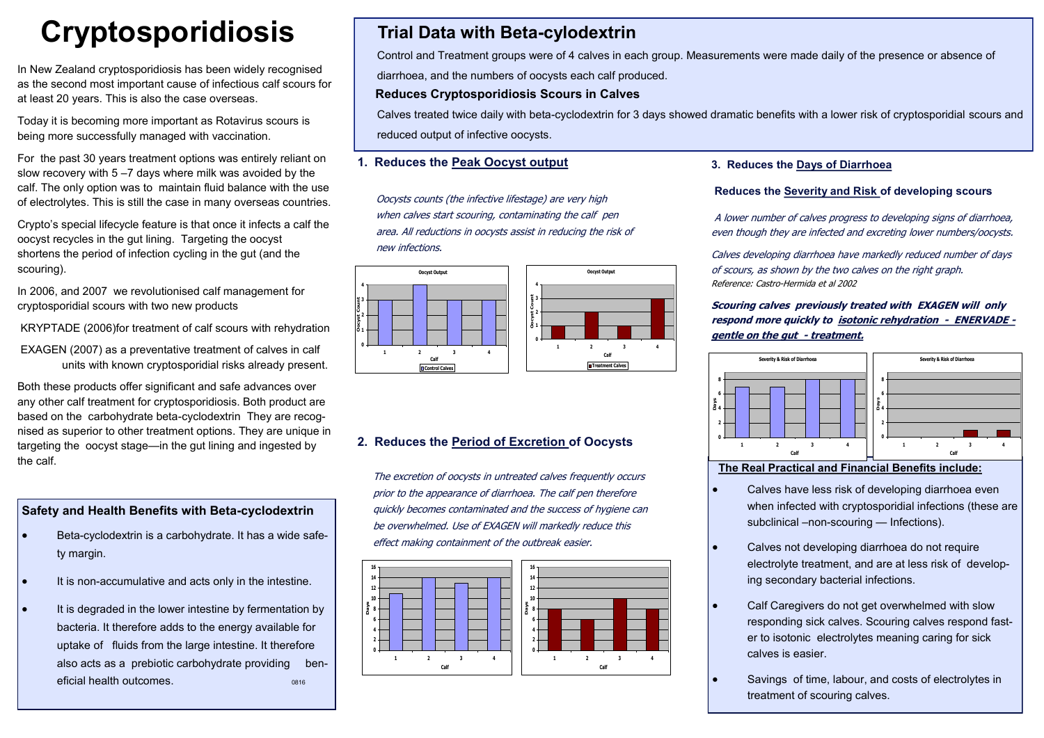# Cryptosporidiosis

In New Zealand cryptosporidiosis has been widely recognised as the second most important cause of infectious calf scours for at least 20 years. This is also the case overseas.

Today it is becoming more important as Rotavirus scours is being more successfully managed with vaccination.

For the past 30 years treatment options was entirely reliant on slow recovery with 5 –7 days where milk was avoided by the calf. The only option was to maintain fluid balance with the use of electrolytes. This is still the case in many overseas countries.

Crypto's special lifecycle feature is that once it infects a calf the oocyst recycles in the gut lining. Targeting the oocyst shortens the period of infection cycling in the gut (and the scouring).

In 2006, and 2007 we revolutionised calf management for cryptosporidial scours with two new products

KRYPTADE (2006)for treatment of calf scours with rehydration

EXAGEN (2007) as a preventative treatment of calves in calf units with known cryptosporidial risks already present.

Both these products offer significant and safe advances over any other calf treatment for cryptosporidiosis. Both product are based on the carbohydrate beta-cyclodextrin They are recognised as superior to other treatment options. They are unique in targeting the oocyst stage—in the gut lining and ingested by the calf.

## Safety and Health Benefits with Beta-cyclodextrin

- Beta-cyclodextrin is a carbohydrate. It has a wide safety margin.
- It is non-accumulative and acts only in the intestine.
- It is degraded in the lower intestine by fermentation by bacteria. It therefore adds to the energy available for uptake of fluids from the large intestine. It therefore also acts as a prebiotic carbohydrate providing beneficial health outcomes.

0816

## Trial Data with Beta-cylodextrin

Control and Treatment groups were of 4 calves in each group. Measurements were made daily of the presence or absence of diarrhoea, and the numbers of oocysts each calf produced.

### Reduces Cryptosporidiosis Scours in Calves

Calves treated twice daily with beta-cyclodextrin for 3 days showed dramatic benefits with a lower risk of cryptosporidial scours and reduced output of infective oocysts.

### 1. Reduces the Peak Oocyst output

*Oocysts counts (the infective lifestage) are very high when calves start scouring, contaminating the calf pen area. All reductions in oocysts assist in reducing the risk of new infections.*

Oocyst Output
Oocyst Count
0 1 2 3 4
Calf
1 2 3 4
Control Calves

Oocyst Output
Oocyst Count
0 1 2 3 4
Calf
1 2 3 4
Treatment Calves

### 2. Reduces the Period of Excretion of Oocysts

*The excretion of oocysts in untreated calves frequently occurs prior to the appearance of diarrhoea. The calf pen therefore quickly becomes contaminated and the success of hygiene can be overwhelmed. Use of EXAGEN will markedly reduce this effect making containment of the outbreak easier.*

Days
0 2 4 6 8 10 12 14 16
Calf
1 2 3 4

Days
0 2 4 6 8 10 12 14 16
Calf
1 2 3 4

### 3. Reduces the Days of Diarrhoea

### Reduces the Severity and Risk of developing scours

*A lower number of calves progress to developing signs of diarrhoea, even though they are infected and excreting lower numbers/oocysts.*

*Calves developing diarrhoea have markedly reduced number of days of scours, as shown by the two calves on the right graph.*
*Reference: Castro-Hermida et al 2002*

***Scouring calves previously treated with EXAGEN will only respond more quickly to isotonic rehydration - ENERVADE - gentle on the gut - treatment.***

Severity & Risk of Diarrhoea
Days
0 2 4 6 8
Calf
1 2 3 4

Severity & Risk of Diarrhoea
Days
0 2 4 6 8
Calf
1 2 3 4

### The Real Practical and Financial Benefits include:

- Calves have less risk of developing diarrhoea even when infected with cryptosporidial infections (these are subclinical –non-scouring — Infections).
- Calves not developing diarrhoea do not require electrolyte treatment, and are at less risk of developing secondary bacterial infections.
- Calf Caregivers do not get overwhelmed with slow responding sick calves. Scouring calves respond faster to isotonic electrolytes meaning caring for sick calves is easier.
- Savings of time, labour, and costs of electrolytes in treatment of scouring calves.